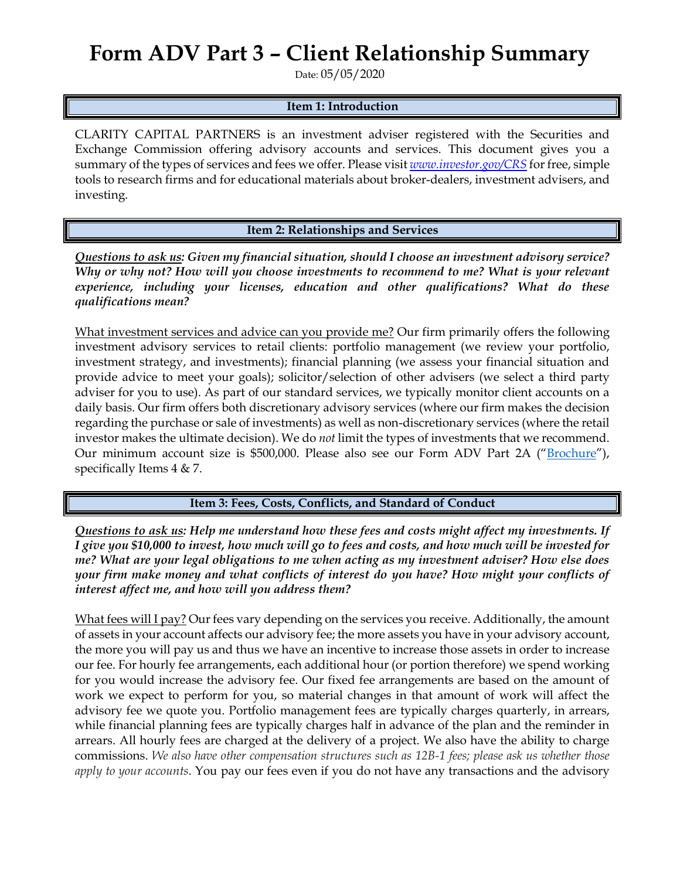# Form ADV Part 3 – Client Relationship Summary

Date: 05/05/2020

## Item 1: Introduction

CLARITY CAPITAL PARTNERS is an investment adviser registered with the Securities and Exchange Commission offering advisory accounts and services. This document gives you a summary of the types of services and fees we offer. Please visit *www.investor.gov/CRS* for free, simple tools to research firms and for educational materials about broker-dealers, investment advisers, and investing.

## Item 2: Relationships and Services

***Questions to ask us: Given my financial situation, should I choose an investment advisory service? Why or why not? How will you choose investments to recommend to me? What is your relevant experience, including your licenses, education and other qualifications? What do these qualifications mean?***

What investment services and advice can you provide me? Our firm primarily offers the following investment advisory services to retail clients: portfolio management (we review your portfolio, investment strategy, and investments); financial planning (we assess your financial situation and provide advice to meet your goals); solicitor/selection of other advisers (we select a third party adviser for you to use). As part of our standard services, we typically monitor client accounts on a daily basis. Our firm offers both discretionary advisory services (where our firm makes the decision regarding the purchase or sale of investments) as well as non-discretionary services (where the retail investor makes the ultimate decision). We do *not* limit the types of investments that we recommend. Our minimum account size is $500,000. Please also see our Form ADV Part 2A ("Brochure"), specifically Items 4 & 7.

## Item 3: Fees, Costs, Conflicts, and Standard of Conduct

***Questions to ask us: Help me understand how these fees and costs might affect my investments. If I give you $10,000 to invest, how much will go to fees and costs, and how much will be invested for me? What are your legal obligations to me when acting as my investment adviser? How else does your firm make money and what conflicts of interest do you have? How might your conflicts of interest affect me, and how will you address them?***

What fees will I pay? Our fees vary depending on the services you receive. Additionally, the amount of assets in your account affects our advisory fee; the more assets you have in your advisory account, the more you will pay us and thus we have an incentive to increase those assets in order to increase our fee. For hourly fee arrangements, each additional hour (or portion therefore) we spend working for you would increase the advisory fee. Our fixed fee arrangements are based on the amount of work we expect to perform for you, so material changes in that amount of work will affect the advisory fee we quote you. Portfolio management fees are typically charges quarterly, in arrears, while financial planning fees are typically charges half in advance of the plan and the reminder in arrears. All hourly fees are charged at the delivery of a project. We also have the ability to charge commissions. *We also have other compensation structures such as 12B-1 fees; please ask us whether those apply to your accounts*. You pay our fees even if you do not have any transactions and the advisory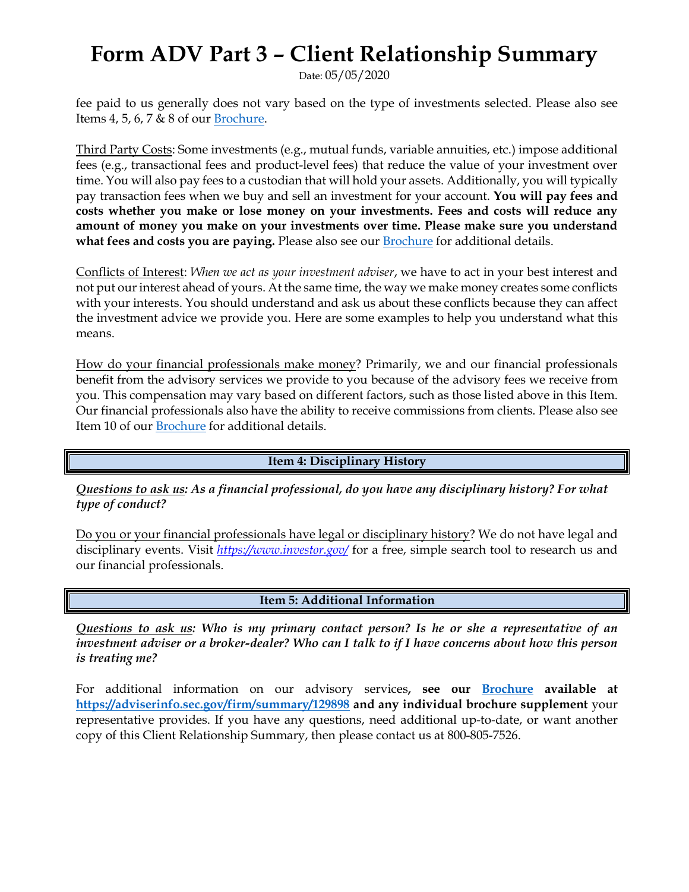fee paid to us generally does not vary based on the type of investments selected. Please also see Items 4, 5, 6, 7 & 8 of our Brochure.

Third Party Costs: Some investments (e.g., mutual funds, variable annuities, etc.) impose additional fees (e.g., transactional fees and product-level fees) that reduce the value of your investment over time. You will also pay fees to a custodian that will hold your assets. Additionally, you will typically pay transaction fees when we buy and sell an investment for your account. **You will pay fees and costs whether you make or lose money on your investments. Fees and costs will reduce any amount of money you make on your investments over time. Please make sure you understand what fees and costs you are paying.** Please also see our Brochure for additional details.

Conflicts of Interest: *When we act as your investment adviser*, we have to act in your best interest and not put our interest ahead of yours. At the same time, the way we make money creates some conflicts with your interests. You should understand and ask us about these conflicts because they can affect the investment advice we provide you. Here are some examples to help you understand what this means.

How do your financial professionals make money? Primarily, we and our financial professionals benefit from the advisory services we provide to you because of the advisory fees we receive from you. This compensation may vary based on different factors, such as those listed above in this Item. Our financial professionals also have the ability to receive commissions from clients. Please also see Item 10 of our Brochure for additional details.

## Item 4: Disciplinary History

***Questions to ask us: As a financial professional, do you have any disciplinary history? For what type of conduct?***

Do you or your financial professionals have legal or disciplinary history? We do not have legal and disciplinary events. Visit *https://www.investor.gov/* for a free, simple search tool to research us and our financial professionals.

## Item 5: Additional Information

***Questions to ask us: Who is my primary contact person? Is he or she a representative of an investment adviser or a broker-dealer? Who can I talk to if I have concerns about how this person is treating me?***

For additional information on our advisory services**, see our Brochure available at https://adviserinfo.sec.gov/firm/summary/129898 and any individual brochure supplement** your representative provides. If you have any questions, need additional up-to-date, or want another copy of this Client Relationship Summary, then please contact us at 800-805-7526.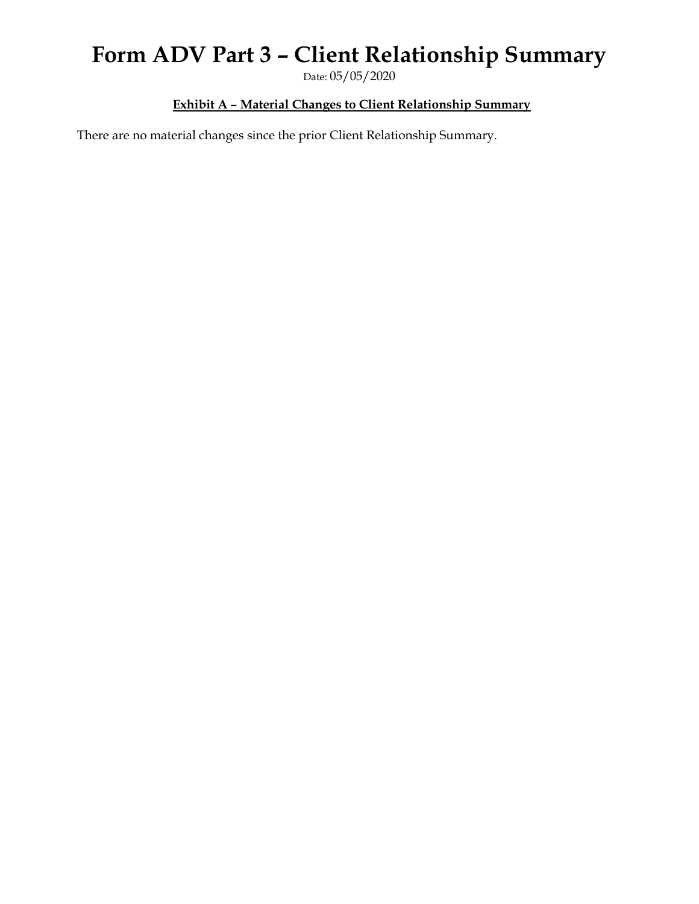# Form ADV Part 3 – Client Relationship Summary

Date: 05/05/2020

**Exhibit A – Material Changes to Client Relationship Summary**

There are no material changes since the prior Client Relationship Summary.